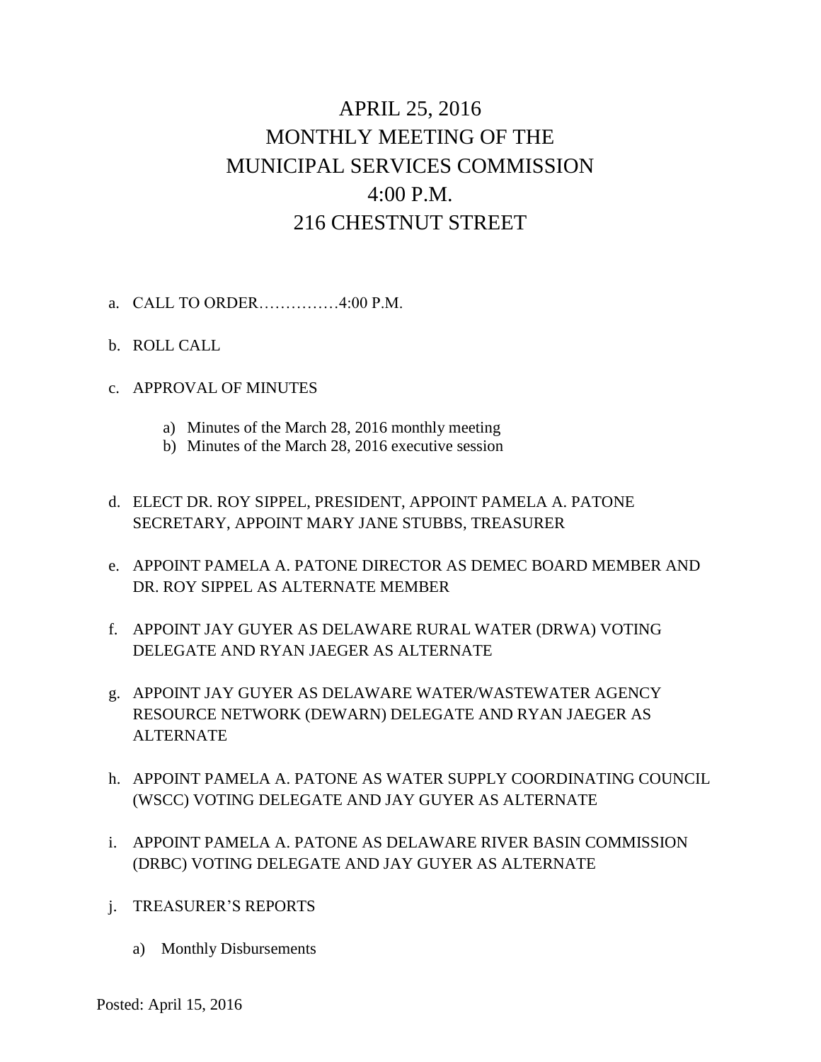# APRIL 25, 2016
# MONTHLY MEETING OF THE
# MUNICIPAL SERVICES COMMISSION
# 4:00 P.M.
# 216 CHESTNUT STREET

a. CALL TO ORDER……………4:00 P.M.

b. ROLL CALL

c. APPROVAL OF MINUTES

   a) Minutes of the March 28, 2016 monthly meeting
   b) Minutes of the March 28, 2016 executive session

d. ELECT DR. ROY SIPPEL, PRESIDENT, APPOINT PAMELA A. PATONE SECRETARY, APPOINT MARY JANE STUBBS, TREASURER

e. APPOINT PAMELA A. PATONE DIRECTOR AS DEMEC BOARD MEMBER AND DR. ROY SIPPEL AS ALTERNATE MEMBER

f. APPOINT JAY GUYER AS DELAWARE RURAL WATER (DRWA) VOTING DELEGATE AND RYAN JAEGER AS ALTERNATE

g. APPOINT JAY GUYER AS DELAWARE WATER/WASTEWATER AGENCY RESOURCE NETWORK (DEWARN) DELEGATE AND RYAN JAEGER AS ALTERNATE

h. APPOINT PAMELA A. PATONE AS WATER SUPPLY COORDINATING COUNCIL (WSCC) VOTING DELEGATE AND JAY GUYER AS ALTERNATE

i. APPOINT PAMELA A. PATONE AS DELAWARE RIVER BASIN COMMISSION (DRBC) VOTING DELEGATE AND JAY GUYER AS ALTERNATE

j. TREASURER'S REPORTS

   a) Monthly Disbursements

Posted: April 15, 2016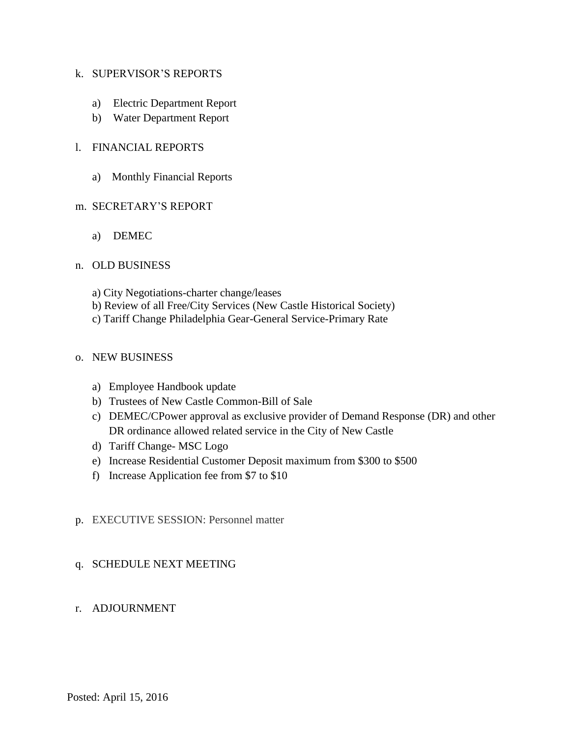k. SUPERVISOR'S REPORTS

   a) Electric Department Report
   b) Water Department Report

l. FINANCIAL REPORTS

   a) Monthly Financial Reports

m. SECRETARY'S REPORT

   a) DEMEC

n. OLD BUSINESS

   a) City Negotiations-charter change/leases
   b) Review of all Free/City Services (New Castle Historical Society)
   c) Tariff Change Philadelphia Gear-General Service-Primary Rate

o. NEW BUSINESS

   a) Employee Handbook update
   b) Trustees of New Castle Common-Bill of Sale
   c) DEMEC/CPower approval as exclusive provider of Demand Response (DR) and other DR ordinance allowed related service in the City of New Castle
   d) Tariff Change- MSC Logo
   e) Increase Residential Customer Deposit maximum from $300 to $500
   f) Increase Application fee from $7 to $10

p. EXECUTIVE SESSION: Personnel matter

q. SCHEDULE NEXT MEETING

r. ADJOURNMENT

Posted: April 15, 2016